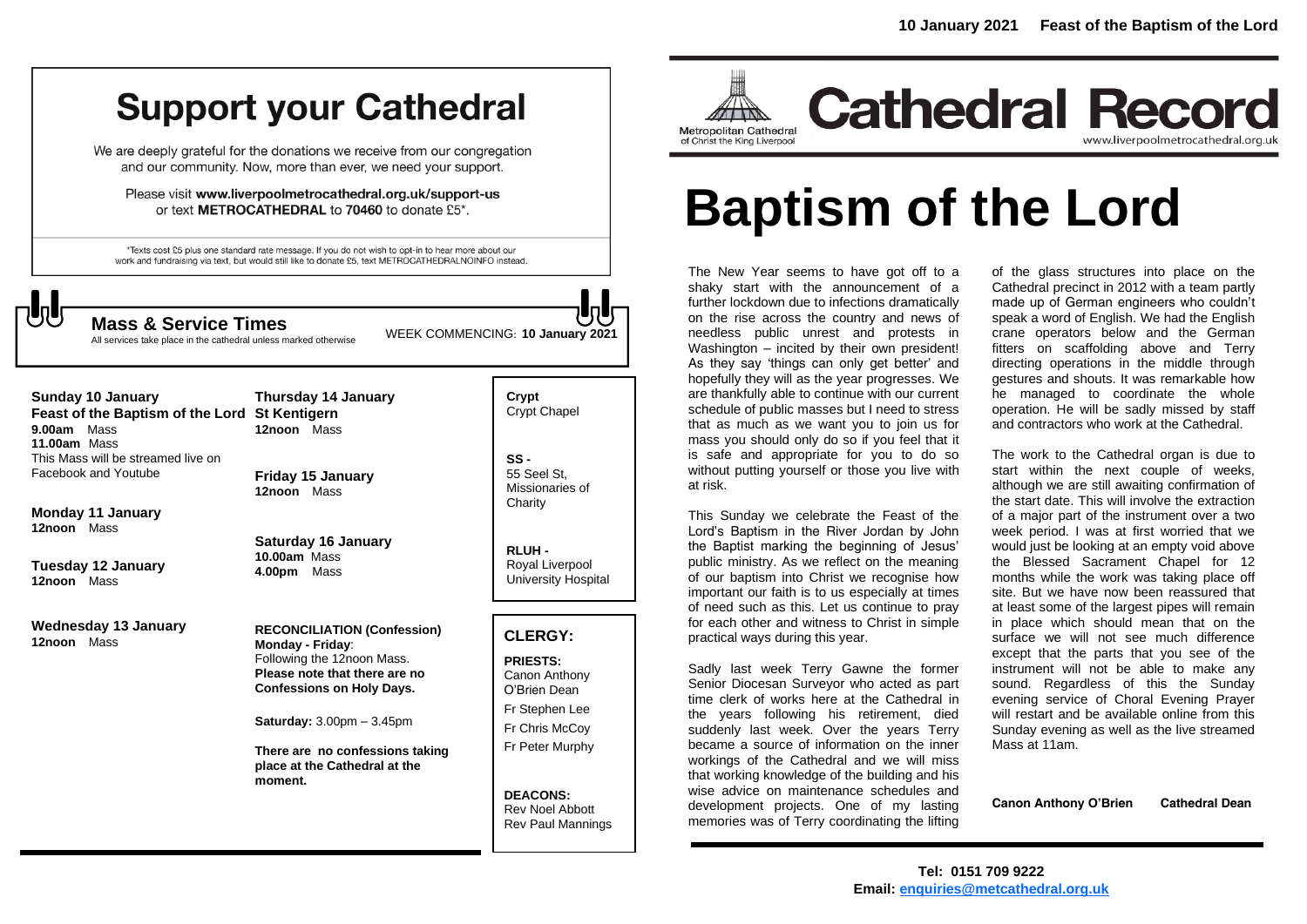# Support your Cathedral

We are deeply grateful for the donations we receive from our congregation and our community. Now, more than ever, we need your support.

Please visit **www.liverpoolmetrocathedral.org.uk/support-us** or text **METROCATHEDRAL** to **70460** to donate £5*.

*Texts cost £5 plus one standard rate message. If you do not wish to opt-in to hear more about our work and fundraising via text, but would still like to donate £5, text METROCATHEDRALNOINFO instead.

## Mass & Service Times

All services take place in the cathedral unless marked otherwise

WEEK COMMENCING: **10 January 2021**

**Sunday 10 January**
**Feast of the Baptism of the Lord**
**9.00am** Mass
**11.00am** Mass
This Mass will be streamed live on Facebook and Youtube

**Monday 11 January**
**12noon** Mass

**Tuesday 12 January**
**12noon** Mass

**Wednesday 13 January**
**12noon** Mass

**Thursday 14 January**
**St Kentigern**
**12noon** Mass

**Friday 15 January**
**12noon** Mass

**Saturday 16 January**
**10.00am** Mass
**4.00pm** Mass

**RECONCILIATION (Confession)**
**Monday - Friday**:
Following the 12noon Mass.
**Please note that there are no Confessions on Holy Days.**

**Saturday:** 3.00pm – 3.45pm

**There are no confessions taking place at the Cathedral at the moment.**

**Crypt** Crypt Chapel

**SS -** 55 Seel St, Missionaries of Charity

**RLUH -** Royal Liverpool University Hospital

## CLERGY:

**PRIESTS:**
Canon Anthony O'Brien Dean
Fr Stephen Lee
Fr Chris McCoy
Fr Peter Murphy

**DEACONS:**
Rev Noel Abbott
Rev Paul Mannings

**10 January 2021 Feast of the Baptism of the Lord**

Metropolitan Cathedral of Christ the King Liverpool

# Cathedral Record

www.liverpoolmetrocathedral.org.uk

# Baptism of the Lord

The New Year seems to have got off to a shaky start with the announcement of a further lockdown due to infections dramatically on the rise across the country and news of needless public unrest and protests in Washington – incited by their own president! As they say 'things can only get better' and hopefully they will as the year progresses. We are thankfully able to continue with our current schedule of public masses but I need to stress that as much as we want you to join us for mass you should only do so if you feel that it is safe and appropriate for you to do so without putting yourself or those you live with at risk.

This Sunday we celebrate the Feast of the Lord's Baptism in the River Jordan by John the Baptist marking the beginning of Jesus' public ministry. As we reflect on the meaning of our baptism into Christ we recognise how important our faith is to us especially at times of need such as this. Let us continue to pray for each other and witness to Christ in simple practical ways during this year.

Sadly last week Terry Gawne the former Senior Diocesan Surveyor who acted as part time clerk of works here at the Cathedral in the years following his retirement, died suddenly last week. Over the years Terry became a source of information on the inner workings of the Cathedral and we will miss that working knowledge of the building and his wise advice on maintenance schedules and development projects. One of my lasting memories was of Terry coordinating the lifting of the glass structures into place on the Cathedral precinct in 2012 with a team partly made up of German engineers who couldn't speak a word of English. We had the English crane operators below and the German fitters on scaffolding above and Terry directing operations in the middle through gestures and shouts. It was remarkable how he managed to coordinate the whole operation. He will be sadly missed by staff and contractors who work at the Cathedral.

The work to the Cathedral organ is due to start within the next couple of weeks, although we are still awaiting confirmation of the start date. This will involve the extraction of a major part of the instrument over a two week period. I was at first worried that we would just be looking at an empty void above the Blessed Sacrament Chapel for 12 months while the work was taking place off site. But we have now been reassured that at least some of the largest pipes will remain in place which should mean that on the surface we will not see much difference except that the parts that you see of the instrument will not be able to make any sound. Regardless of this the Sunday evening service of Choral Evening Prayer will restart and be available online from this Sunday evening as well as the live streamed Mass at 11am.

**Canon Anthony O'Brien Cathedral Dean**

**Tel: 0151 709 9222**
**Email: enquiries@metcathedral.org.uk**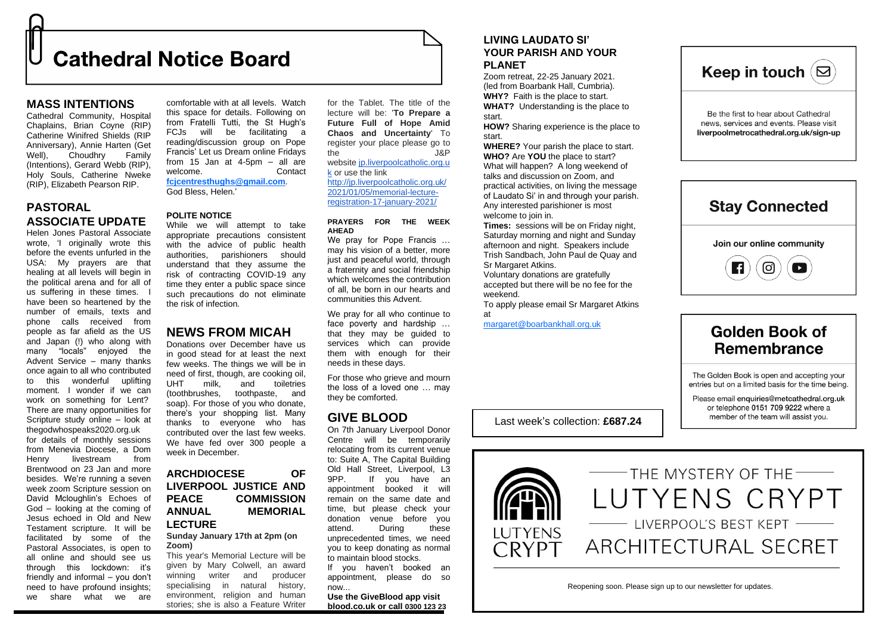# Cathedral Notice Board

## MASS INTENTIONS

Cathedral Community, Hospital Chaplains, Brian Coyne (RIP) Catherine Winifred Shields (RIP Anniversary), Annie Harten (Get Well), Choudhry Family (Intentions), Gerard Webb (RIP), Holy Souls, Catherine Nweke (RIP), Elizabeth Pearson RIP.

## PASTORAL ASSOCIATE UPDATE

Helen Jones Pastoral Associate wrote, 'I originally wrote this before the events unfurled in the USA: My prayers are that healing at all levels will begin in the political arena and for all of us suffering in these times. I have been so heartened by the number of emails, texts and phone calls received from people as far afield as the US and Japan (!) who along with many "locals" enjoyed the Advent Service – many thanks once again to all who contributed to this wonderful uplifting moment. I wonder if we can work on something for Lent? There are many opportunities for Scripture study online – look at thegodwhospeaks2020.org.uk for details of monthly sessions from Menevia Diocese, a Dom Henry livestream from Brentwood on 23 Jan and more besides. We're running a seven week zoom Scripture session on David Mcloughlin's Echoes of God – looking at the coming of Jesus echoed in Old and New Testament scripture. It will be facilitated by some of the Pastoral Associates, is open to all online and should see us through this lockdown: it's friendly and informal – you don't need to have profound insights; we share what we are comfortable with at all levels. Watch this space for details. Following on from Fratelli Tutti, the St Hugh's FCJs will be facilitating a reading/discussion group on Pope Francis' Let us Dream online Fridays from 15 Jan at 4-5pm – all are welcome. Contact **fcjcentresthughs@gmail.com**. God Bless, Helen.'

#### POLITE NOTICE

While we will attempt to take appropriate precautions consistent with the advice of public health authorities, parishioners should understand that they assume the risk of contracting COVID-19 any time they enter a public space since such precautions do not eliminate the risk of infection.

## NEWS FROM MICAH

Donations over December have us in good stead for at least the next few weeks. The things we will be in need of first, though, are cooking oil, UHT milk, and toiletries (toothbrushes, toothpaste, and soap). For those of you who donate, there's your shopping list. Many thanks to everyone who has contributed over the last few weeks. We have fed over 300 people a week in December.

### ARCHDIOCESE OF LIVERPOOL JUSTICE AND PEACE COMMISSION ANNUAL MEMORIAL LECTURE

**Sunday January 17th at 2pm (on Zoom)**

This year's Memorial Lecture will be given by Mary Colwell, an award winning writer and producer specialising in natural history, environment, religion and human stories; she is also a Feature Writer for the Tablet. The title of the lecture will be: '**To Prepare a Future Full of Hope Amid Chaos and Uncertainty**' To register your place please go to the J&P website jp.liverpoolcatholic.org.uk or use the link http://jp.liverpoolcatholic.org.uk/2021/01/05/memorial-lecture-registration-17-january-2021/

#### PRAYERS FOR THE WEEK AHEAD

We pray for Pope Francis … may his vision of a better, more just and peaceful world, through a fraternity and social friendship which welcomes the contribution of all, be born in our hearts and communities this Advent.

We pray for all who continue to face poverty and hardship … that they may be guided to services which can provide them with enough for their needs in these days.

For those who grieve and mourn the loss of a loved one … may they be comforted.

## GIVE BLOOD

On 7th January Liverpool Donor Centre will be temporarily relocating from its current venue to: Suite A, The Capital Building Old Hall Street, Liverpool, L3 9PP. If you have an appointment booked it will remain on the same date and time, but please check your donation venue before you attend. During these unprecedented times, we need you to keep donating as normal to maintain blood stocks.

If you haven't booked an appointment, please do so now...

**Use the GiveBlood app visit blood.co.uk or call 0300 123 23**

### LIVING LAUDATO SI' YOUR PARISH AND YOUR PLANET

Zoom retreat, 22-25 January 2021.
(led from Boarbank Hall, Cumbria).
**WHY?** Faith is the place to start.
**WHAT?** Understanding is the place to start.
**HOW?** Sharing experience is the place to start.
**WHERE?** Your parish the place to start.
**WHO?** Are **YOU** the place to start?
What will happen? A long weekend of talks and discussion on Zoom, and practical activities, on living the message of Laudato Si' in and through your parish. Any interested parishioner is most welcome to join in.
**Times:** sessions will be on Friday night, Saturday morning and night and Sunday afternoon and night. Speakers include Trish Sandbach, John Paul de Quay and Sr Margaret Atkins.
Voluntary donations are gratefully accepted but there will be no fee for the weekend.
To apply please email Sr Margaret Atkins at margaret@boarbankhall.org.uk

Last week's collection: **£687.24**

## Keep in touch

Be the first to hear about Cathedral news, services and events. Please visit **liverpoolmetrocathedral.org.uk/sign-up**

## Stay Connected

Join our online community

## Golden Book of Remembrance

The Golden Book is open and accepting your entries but on a limited basis for the time being.

Please email **enquiries@metcathedral.org.uk** or telephone **0151 709 9222** where a member of the team will assist you.

THE MYSTERY OF THE LUTYENS CRYPT

LIVERPOOL'S BEST KEPT ARCHITECTURAL SECRET

LUTYENS CRYPT

Reopening soon. Please sign up to our newsletter for updates.